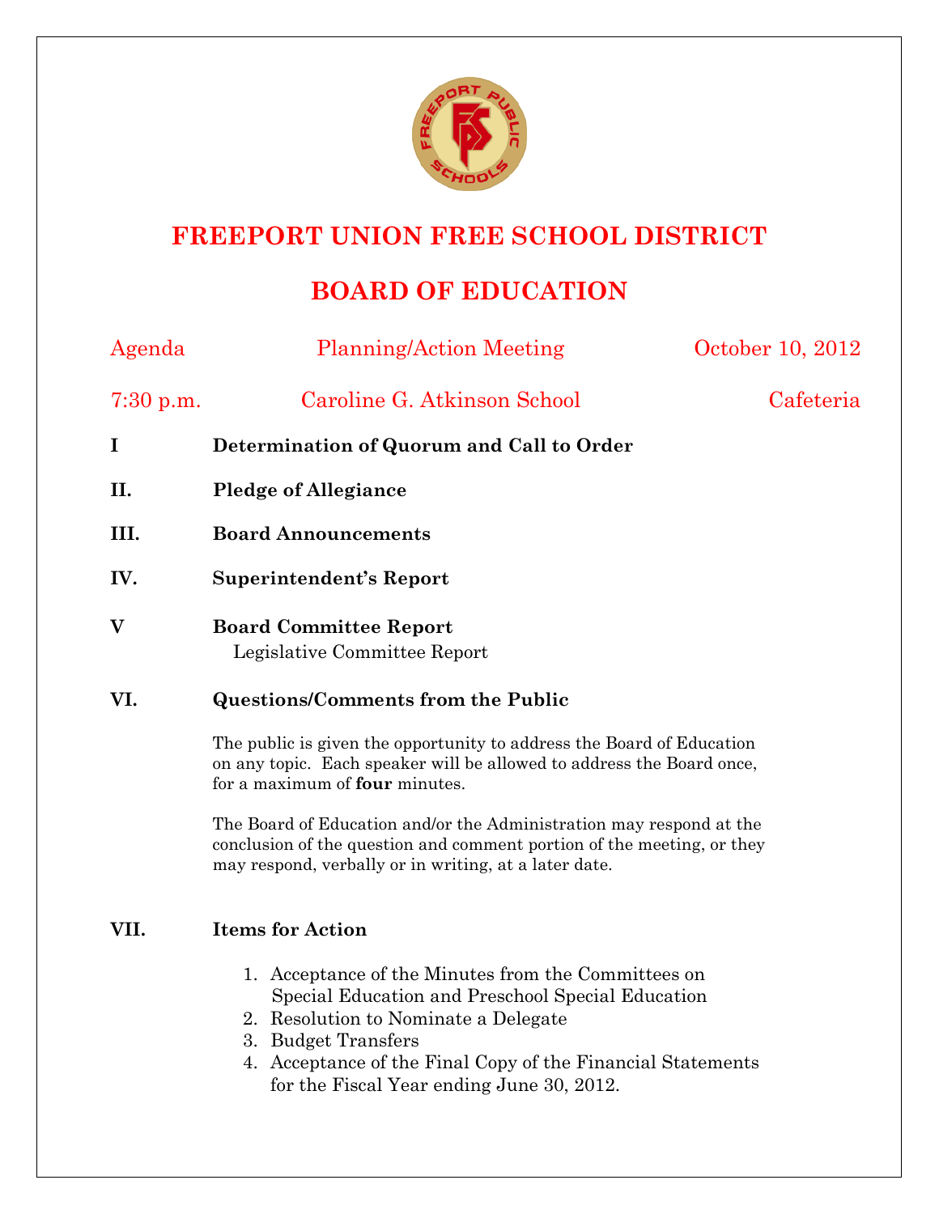# FREEPORT UNION FREE SCHOOL DISTRICT

## BOARD OF EDUCATION

Agenda — Planning/Action Meeting — October 10, 2012

7:30 p.m. — Caroline G. Atkinson School — Cafeteria

**I Determination of Quorum and Call to Order**

**II. Pledge of Allegiance**

**III. Board Announcements**

**IV. Superintendent's Report**

**V Board Committee Report**

Legislative Committee Report

**VI. Questions/Comments from the Public**

The public is given the opportunity to address the Board of Education on any topic. Each speaker will be allowed to address the Board once, for a maximum of **four** minutes.

The Board of Education and/or the Administration may respond at the conclusion of the question and comment portion of the meeting, or they may respond, verbally or in writing, at a later date.

**VII. Items for Action**

1. Acceptance of the Minutes from the Committees on Special Education and Preschool Special Education
2. Resolution to Nominate a Delegate
3. Budget Transfers
4. Acceptance of the Final Copy of the Financial Statements for the Fiscal Year ending June 30, 2012.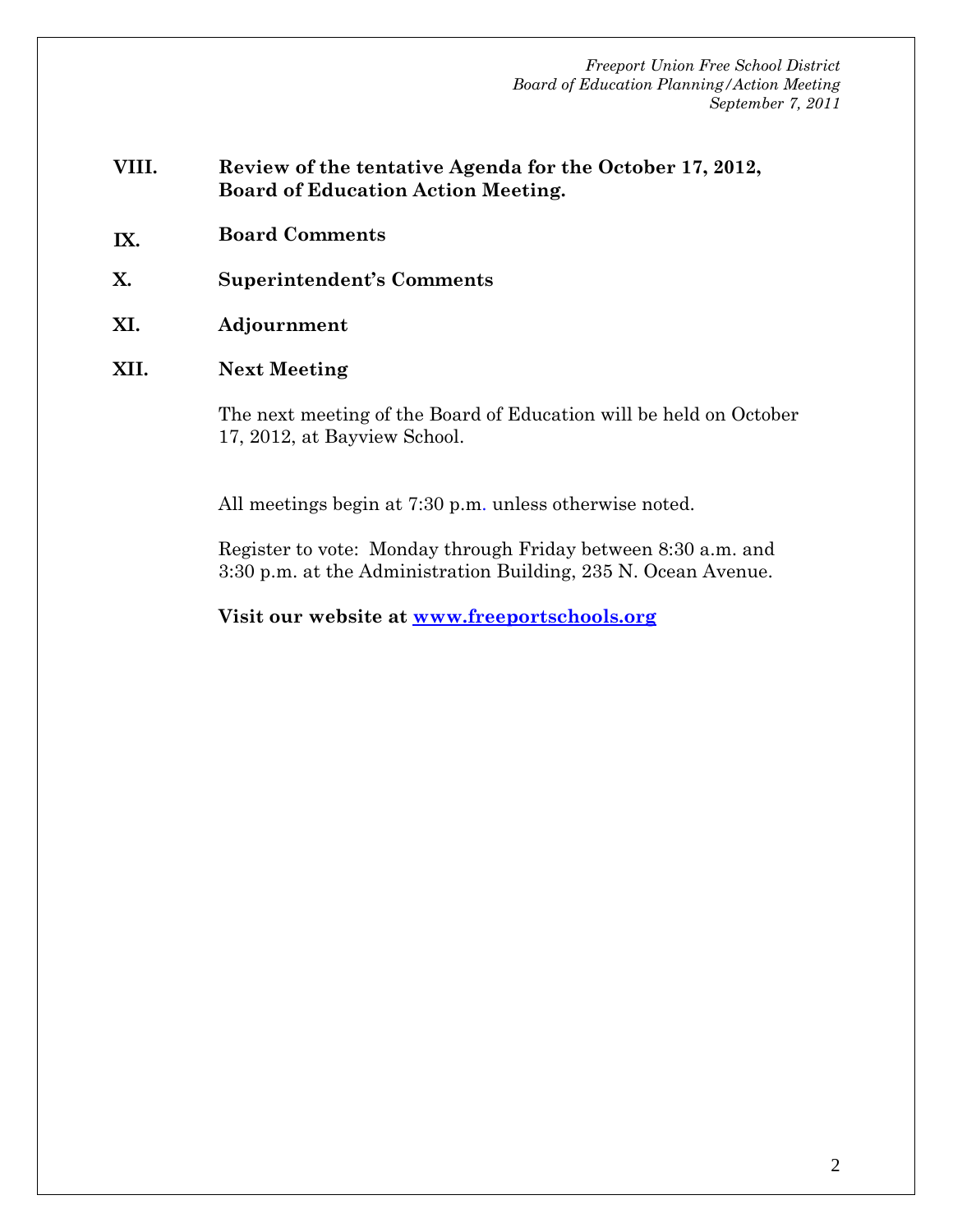**VIII. Review of the tentative Agenda for the October 17, 2012, Board of Education Action Meeting.**

**IX. Board Comments**

**X. Superintendent's Comments**

**XI. Adjournment**

**XII. Next Meeting**

The next meeting of the Board of Education will be held on October 17, 2012, at Bayview School.

All meetings begin at 7:30 p.m. unless otherwise noted.

Register to vote: Monday through Friday between 8:30 a.m. and 3:30 p.m. at the Administration Building, 235 N. Ocean Avenue.

**Visit our website at [www.freeportschools.org](http://www.freeportschools.org)**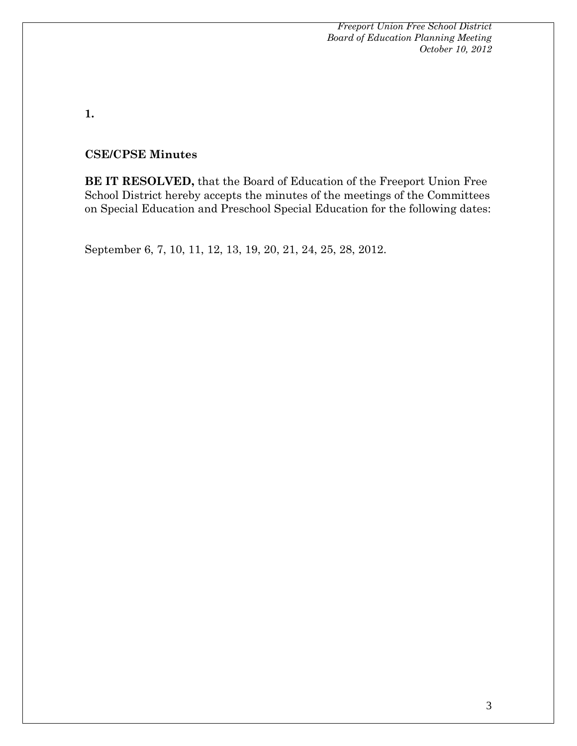**1.**

**CSE/CPSE Minutes**

**BE IT RESOLVED,** that the Board of Education of the Freeport Union Free School District hereby accepts the minutes of the meetings of the Committees on Special Education and Preschool Special Education for the following dates:

September 6, 7, 10, 11, 12, 13, 19, 20, 21, 24, 25, 28, 2012.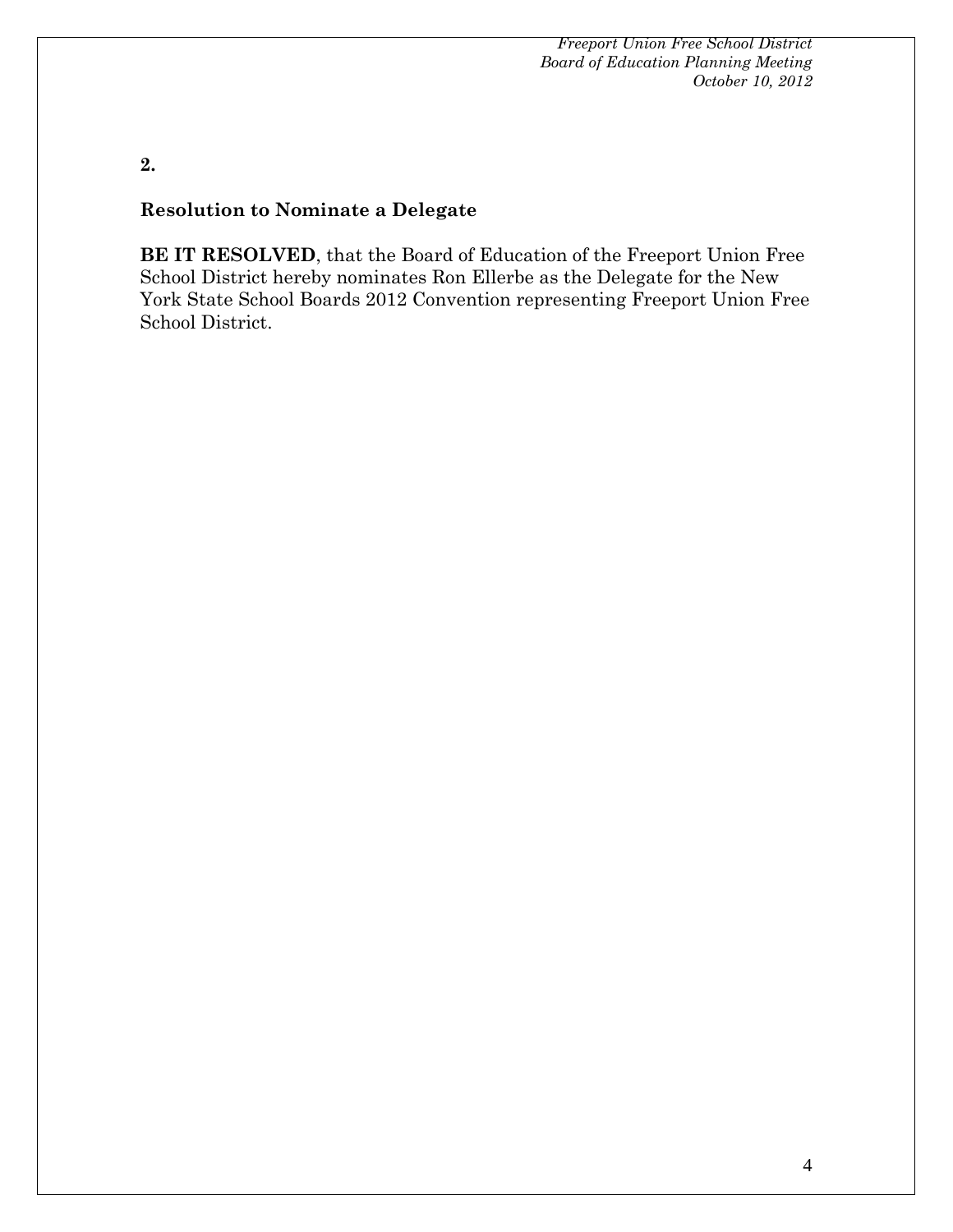**2.**

**Resolution to Nominate a Delegate**

**BE IT RESOLVED**, that the Board of Education of the Freeport Union Free School District hereby nominates Ron Ellerbe as the Delegate for the New York State School Boards 2012 Convention representing Freeport Union Free School District.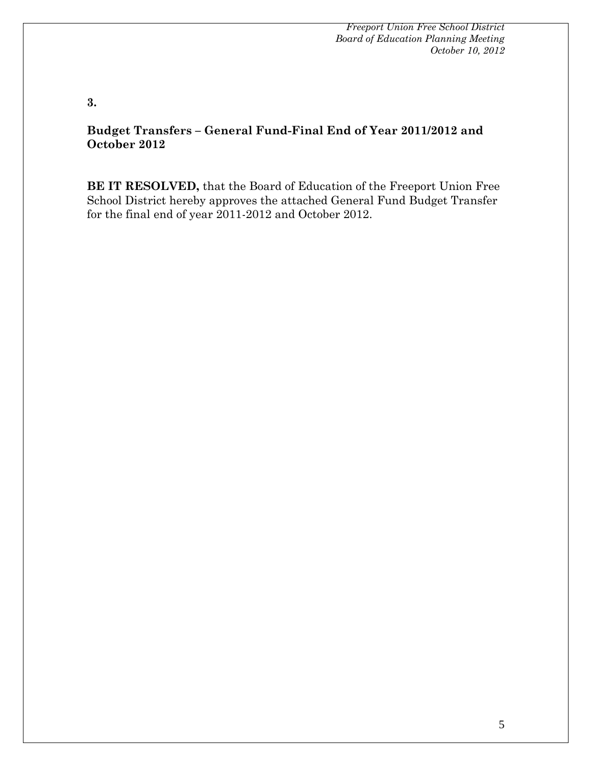**3.**

**Budget Transfers – General Fund-Final End of Year 2011/2012 and October 2012**

**BE IT RESOLVED,** that the Board of Education of the Freeport Union Free School District hereby approves the attached General Fund Budget Transfer for the final end of year 2011-2012 and October 2012.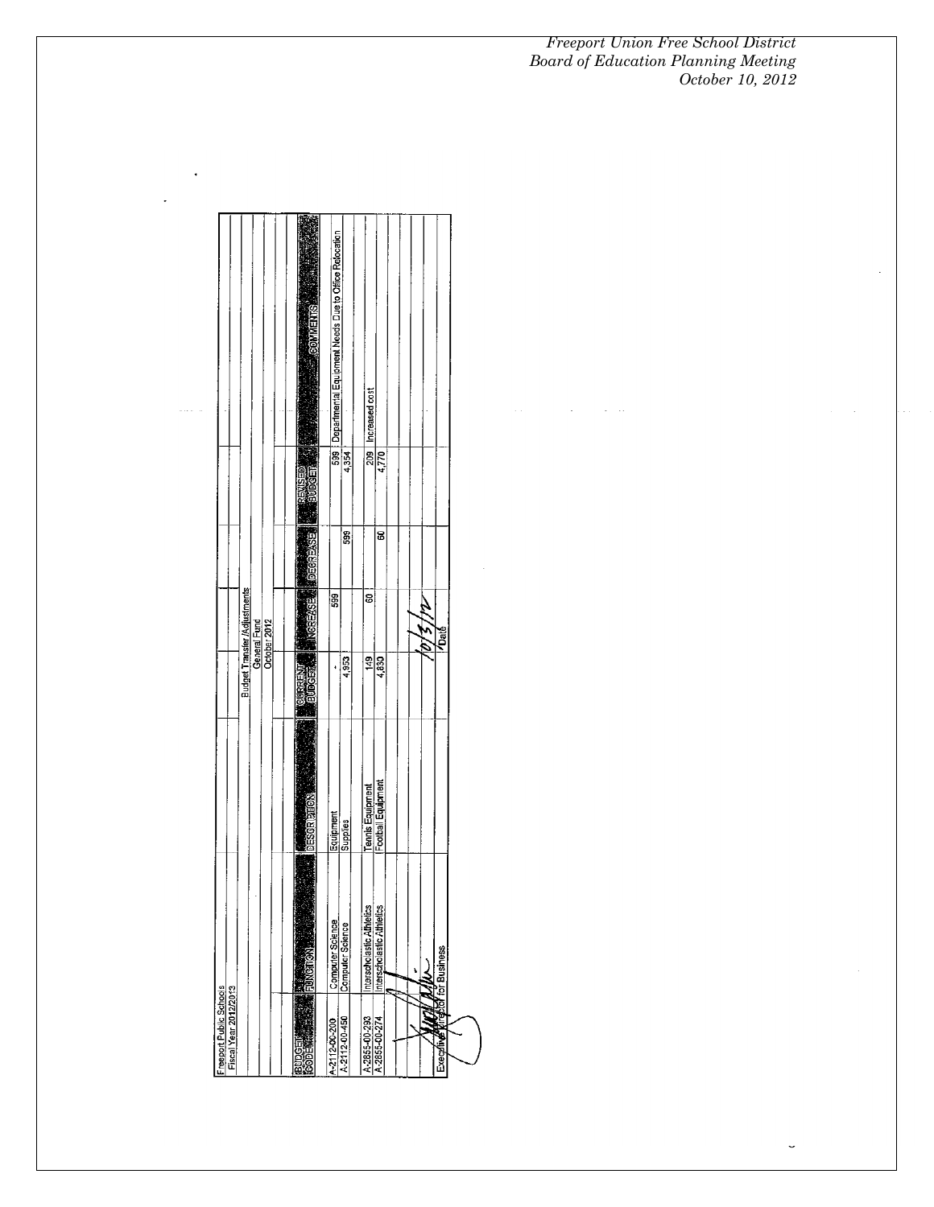Freeport Public Schools
Fiscal Year 2012/2013

Budget Transfer/Adjustments
General Fund
October 2012

| BUDGET CODE | FUNCTION | DESCRIPTION | CURRENT BUDGET | INCREASE | DECREASE | REVISED BUDGET | COMMENTS |
|---|---|---|---|---|---|---|---|
| A-2112-00-200 | Computer Science | Equipment | - | 599 | | 599 | Departmental Equipment Needs Due to Office Relocation |
| A-2112-00-450 | Computer Science | Supplies | 4,953 | | 599 | 4,354 | |
| A-2855-00-293 | Interscholastic Athletics | Tennis Equipment | 149 | 60 | | 209 | Increased cost |
| A-2855-00-274 | Interscholastic Athletics | Football Equipment | 4,830 | | 60 | 4,770 | |

Executive Director for Business — Date: 10/3/12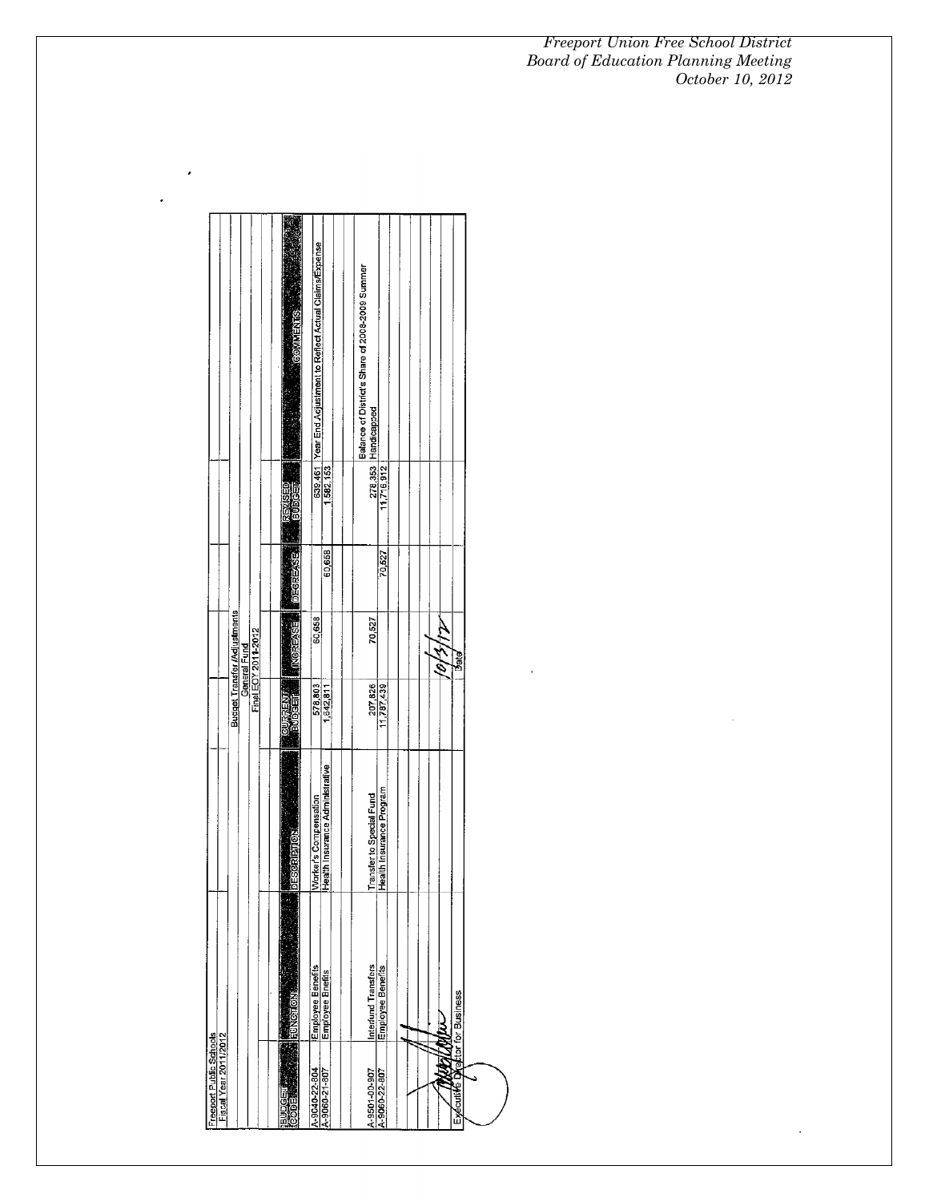Freeport Public Schools
Fiscal Year 2011/2012

Budget Transfer /Adjustments
General Fund
Final EOY 2011-2012

| BUDGET CODE | FUNCTION | DESCRIPTION | CURRENT BUDGET | INCREASE | DECREASE | REVISED BUDGET | COMMENTS |
|---|---|---|---|---|---|---|---|
| A-9040-22-804 | Employee Benefits | Worker's Compensation | 578,803 | 60,658 | | 639,461 | Year End Adjustment to Reflect Actual Claims/Expense |
| A-9060-21-807 | Employee Benefits | Health Insurance Administrative | 1,642,811 | | 60,658 | 1,582,153 | |
| A-9501-00-907 | Interfund Transfers | Transfer to Special Fund | 207,826 | 70,527 | | 278,353 | Balance of District's Share of 2008-2009 Summer Handicapped |
| A-9060-22-807 | Employee Benefits | Health Insurance Program | 11,787,439 | | 70,527 | 11,716,912 | |

Executive Director for Business

10/3/12
Date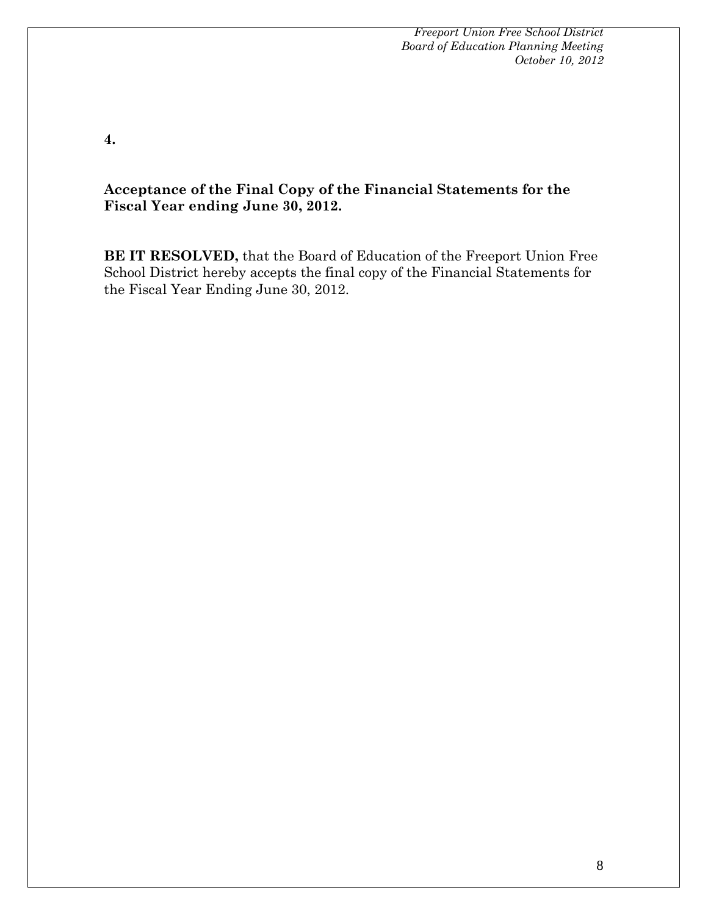**4.**

**Acceptance of the Final Copy of the Financial Statements for the Fiscal Year ending June 30, 2012.**

**BE IT RESOLVED,** that the Board of Education of the Freeport Union Free School District hereby accepts the final copy of the Financial Statements for the Fiscal Year Ending June 30, 2012.